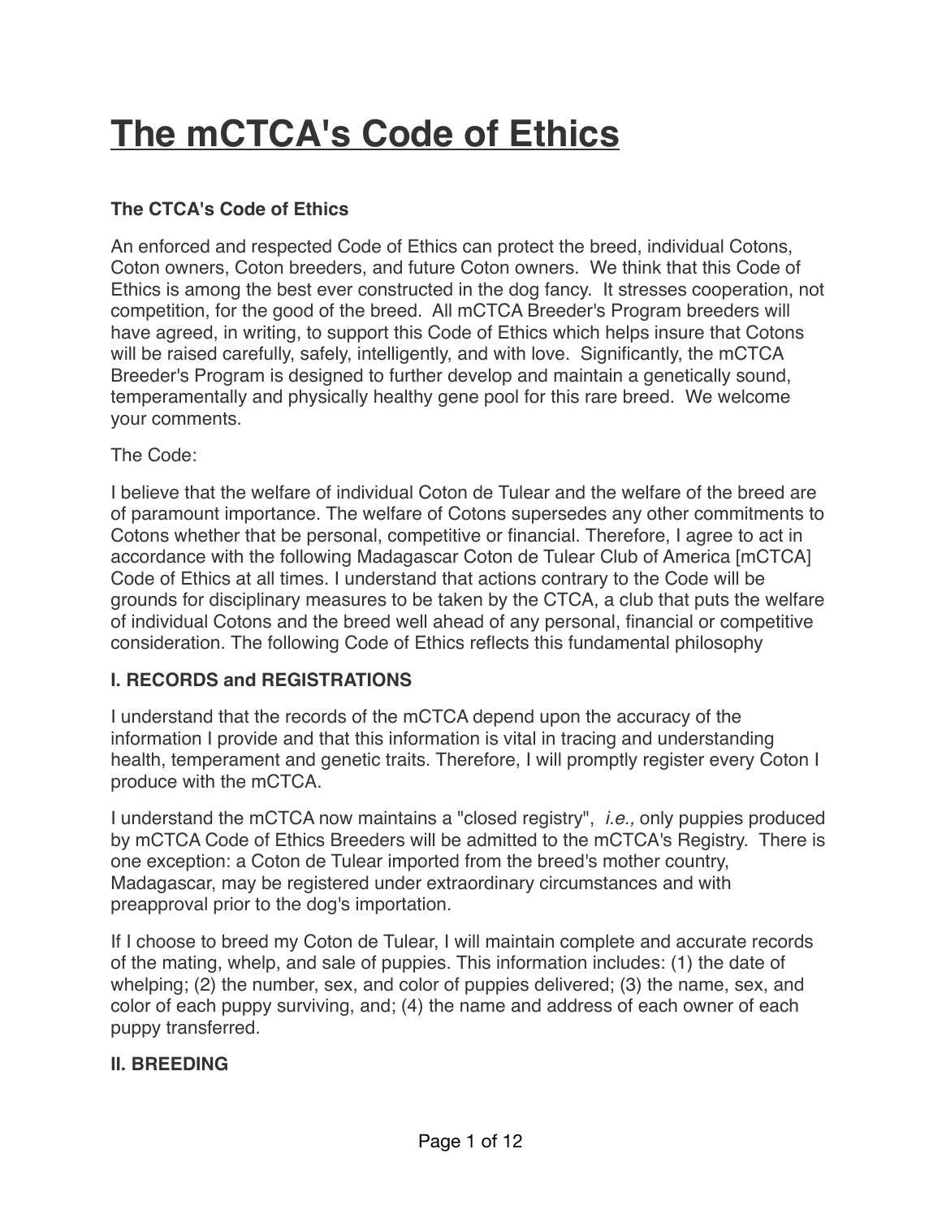# The mCTCA's Code of Ethics

**The CTCA's Code of Ethics**

An enforced and respected Code of Ethics can protect the breed, individual Cotons, Coton owners, Coton breeders, and future Coton owners. We think that this Code of Ethics is among the best ever constructed in the dog fancy. It stresses cooperation, not competition, for the good of the breed. All mCTCA Breeder's Program breeders will have agreed, in writing, to support this Code of Ethics which helps insure that Cotons will be raised carefully, safely, intelligently, and with love. Significantly, the mCTCA Breeder's Program is designed to further develop and maintain a genetically sound, temperamentally and physically healthy gene pool for this rare breed. We welcome your comments.

The Code:

I believe that the welfare of individual Coton de Tulear and the welfare of the breed are of paramount importance. The welfare of Cotons supersedes any other commitments to Cotons whether that be personal, competitive or financial. Therefore, I agree to act in accordance with the following Madagascar Coton de Tulear Club of America [mCTCA] Code of Ethics at all times. I understand that actions contrary to the Code will be grounds for disciplinary measures to be taken by the CTCA, a club that puts the welfare of individual Cotons and the breed well ahead of any personal, financial or competitive consideration. The following Code of Ethics reflects this fundamental philosophy

### I. RECORDS and REGISTRATIONS

I understand that the records of the mCTCA depend upon the accuracy of the information I provide and that this information is vital in tracing and understanding health, temperament and genetic traits. Therefore, I will promptly register every Coton I produce with the mCTCA.

I understand the mCTCA now maintains a "closed registry", *i.e.,* only puppies produced by mCTCA Code of Ethics Breeders will be admitted to the mCTCA's Registry. There is one exception: a Coton de Tulear imported from the breed's mother country, Madagascar, may be registered under extraordinary circumstances and with preapproval prior to the dog's importation.

If I choose to breed my Coton de Tulear, I will maintain complete and accurate records of the mating, whelp, and sale of puppies. This information includes: (1) the date of whelping; (2) the number, sex, and color of puppies delivered; (3) the name, sex, and color of each puppy surviving, and; (4) the name and address of each owner of each puppy transferred.

### II. BREEDING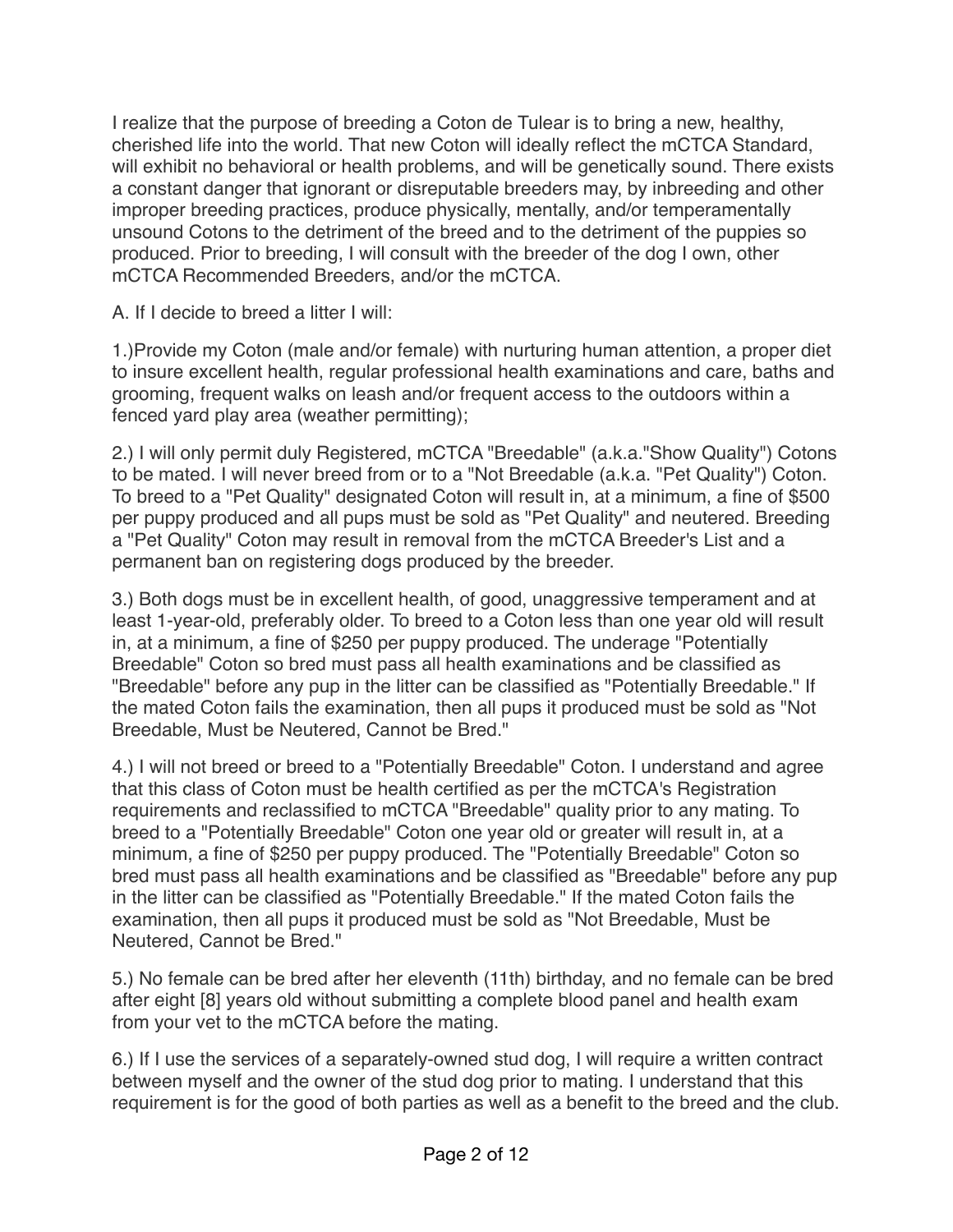I realize that the purpose of breeding a Coton de Tulear is to bring a new, healthy, cherished life into the world. That new Coton will ideally reflect the mCTCA Standard, will exhibit no behavioral or health problems, and will be genetically sound. There exists a constant danger that ignorant or disreputable breeders may, by inbreeding and other improper breeding practices, produce physically, mentally, and/or temperamentally unsound Cotons to the detriment of the breed and to the detriment of the puppies so produced. Prior to breeding, I will consult with the breeder of the dog I own, other mCTCA Recommended Breeders, and/or the mCTCA.

A. If I decide to breed a litter I will:

1.)Provide my Coton (male and/or female) with nurturing human attention, a proper diet to insure excellent health, regular professional health examinations and care, baths and grooming, frequent walks on leash and/or frequent access to the outdoors within a fenced yard play area (weather permitting);

2.) I will only permit duly Registered, mCTCA "Breedable" (a.k.a."Show Quality") Cotons to be mated. I will never breed from or to a "Not Breedable (a.k.a. "Pet Quality") Coton. To breed to a "Pet Quality" designated Coton will result in, at a minimum, a fine of $500 per puppy produced and all pups must be sold as "Pet Quality" and neutered. Breeding a "Pet Quality" Coton may result in removal from the mCTCA Breeder's List and a permanent ban on registering dogs produced by the breeder.

3.) Both dogs must be in excellent health, of good, unaggressive temperament and at least 1-year-old, preferably older. To breed to a Coton less than one year old will result in, at a minimum, a fine of $250 per puppy produced. The underage "Potentially Breedable" Coton so bred must pass all health examinations and be classified as "Breedable" before any pup in the litter can be classified as "Potentially Breedable." If the mated Coton fails the examination, then all pups it produced must be sold as "Not Breedable, Must be Neutered, Cannot be Bred."

4.) I will not breed or breed to a "Potentially Breedable" Coton. I understand and agree that this class of Coton must be health certified as per the mCTCA's Registration requirements and reclassified to mCTCA "Breedable" quality prior to any mating. To breed to a "Potentially Breedable" Coton one year old or greater will result in, at a minimum, a fine of $250 per puppy produced. The "Potentially Breedable" Coton so bred must pass all health examinations and be classified as "Breedable" before any pup in the litter can be classified as "Potentially Breedable." If the mated Coton fails the examination, then all pups it produced must be sold as "Not Breedable, Must be Neutered, Cannot be Bred."

5.) No female can be bred after her eleventh (11th) birthday, and no female can be bred after eight [8] years old without submitting a complete blood panel and health exam from your vet to the mCTCA before the mating.

6.) If I use the services of a separately-owned stud dog, I will require a written contract between myself and the owner of the stud dog prior to mating. I understand that this requirement is for the good of both parties as well as a benefit to the breed and the club.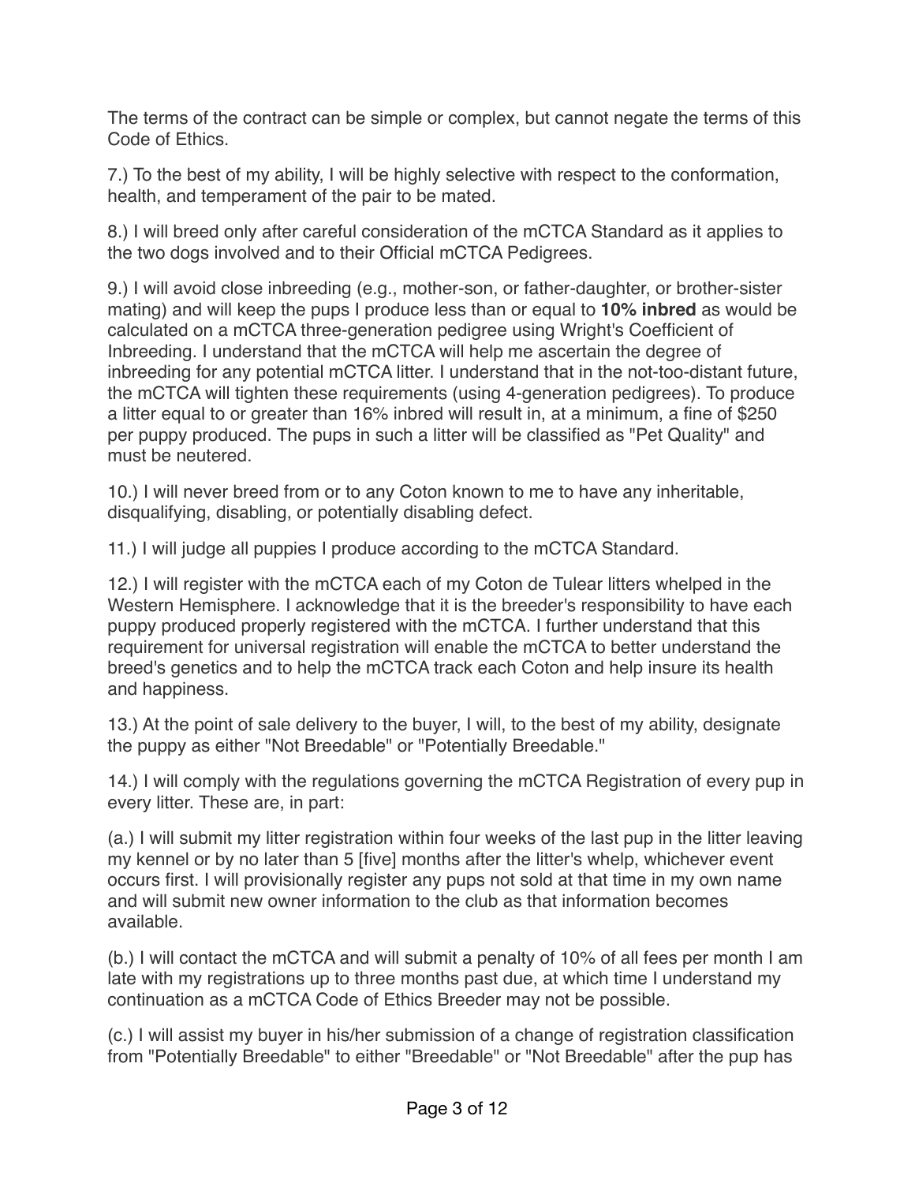The terms of the contract can be simple or complex, but cannot negate the terms of this Code of Ethics.

7.) To the best of my ability, I will be highly selective with respect to the conformation, health, and temperament of the pair to be mated.

8.) I will breed only after careful consideration of the mCTCA Standard as it applies to the two dogs involved and to their Official mCTCA Pedigrees.

9.) I will avoid close inbreeding (e.g., mother-son, or father-daughter, or brother-sister mating) and will keep the pups I produce less than or equal to **10% inbred** as would be calculated on a mCTCA three-generation pedigree using Wright's Coefficient of Inbreeding. I understand that the mCTCA will help me ascertain the degree of inbreeding for any potential mCTCA litter. I understand that in the not-too-distant future, the mCTCA will tighten these requirements (using 4-generation pedigrees). To produce a litter equal to or greater than 16% inbred will result in, at a minimum, a fine of $250 per puppy produced. The pups in such a litter will be classified as "Pet Quality" and must be neutered.

10.) I will never breed from or to any Coton known to me to have any inheritable, disqualifying, disabling, or potentially disabling defect.

11.) I will judge all puppies I produce according to the mCTCA Standard.

12.) I will register with the mCTCA each of my Coton de Tulear litters whelped in the Western Hemisphere. I acknowledge that it is the breeder's responsibility to have each puppy produced properly registered with the mCTCA. I further understand that this requirement for universal registration will enable the mCTCA to better understand the breed's genetics and to help the mCTCA track each Coton and help insure its health and happiness.

13.) At the point of sale delivery to the buyer, I will, to the best of my ability, designate the puppy as either "Not Breedable" or "Potentially Breedable."

14.) I will comply with the regulations governing the mCTCA Registration of every pup in every litter. These are, in part:

(a.) I will submit my litter registration within four weeks of the last pup in the litter leaving my kennel or by no later than 5 [five] months after the litter's whelp, whichever event occurs first. I will provisionally register any pups not sold at that time in my own name and will submit new owner information to the club as that information becomes available.

(b.) I will contact the mCTCA and will submit a penalty of 10% of all fees per month I am late with my registrations up to three months past due, at which time I understand my continuation as a mCTCA Code of Ethics Breeder may not be possible.

(c.) I will assist my buyer in his/her submission of a change of registration classification from "Potentially Breedable" to either "Breedable" or "Not Breedable" after the pup has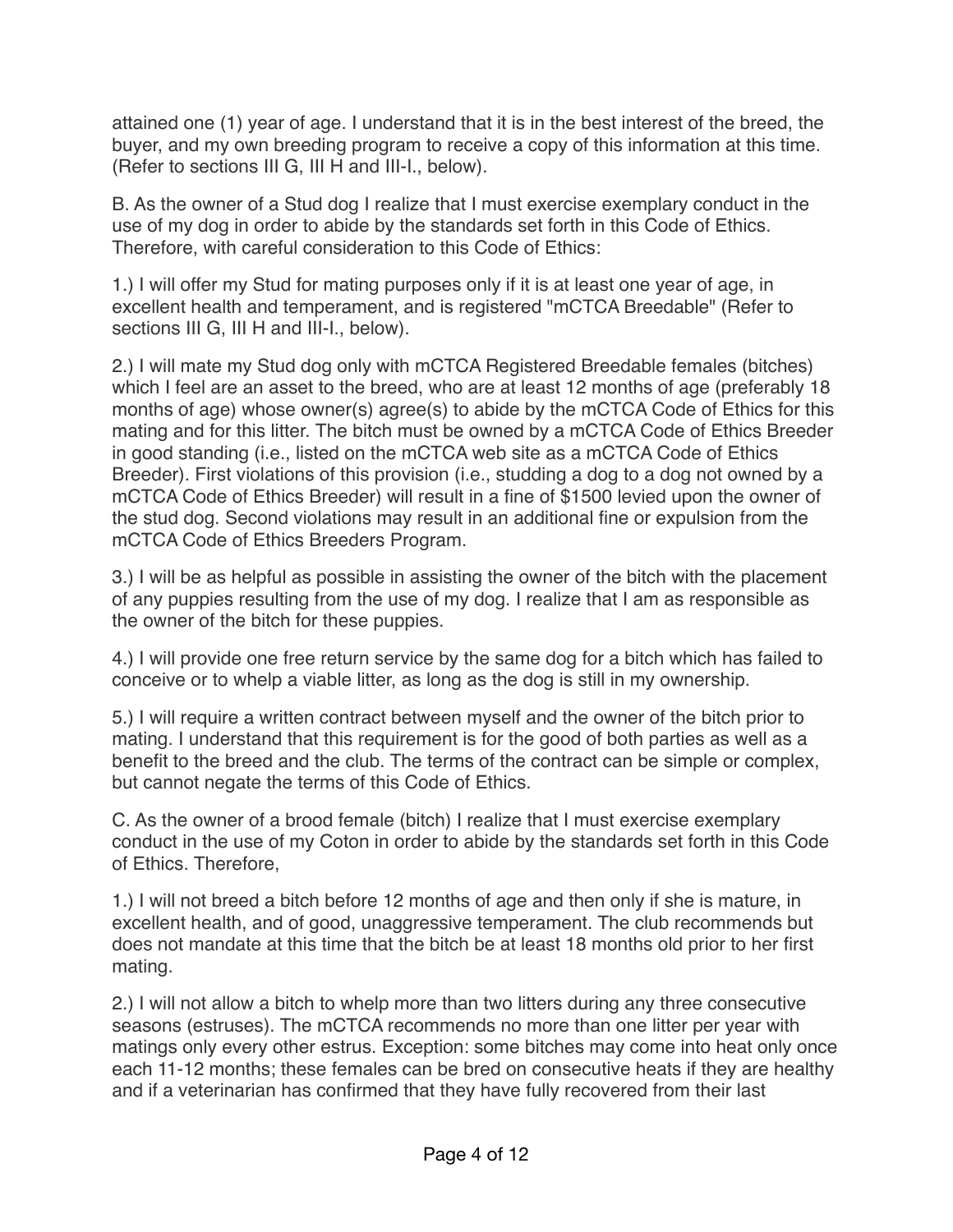attained one (1) year of age. I understand that it is in the best interest of the breed, the buyer, and my own breeding program to receive a copy of this information at this time. (Refer to sections III G, III H and III-I., below).

B. As the owner of a Stud dog I realize that I must exercise exemplary conduct in the use of my dog in order to abide by the standards set forth in this Code of Ethics. Therefore, with careful consideration to this Code of Ethics:

1.) I will offer my Stud for mating purposes only if it is at least one year of age, in excellent health and temperament, and is registered "mCTCA Breedable" (Refer to sections III G, III H and III-I., below).

2.) I will mate my Stud dog only with mCTCA Registered Breedable females (bitches) which I feel are an asset to the breed, who are at least 12 months of age (preferably 18 months of age) whose owner(s) agree(s) to abide by the mCTCA Code of Ethics for this mating and for this litter. The bitch must be owned by a mCTCA Code of Ethics Breeder in good standing (i.e., listed on the mCTCA web site as a mCTCA Code of Ethics Breeder). First violations of this provision (i.e., studding a dog to a dog not owned by a mCTCA Code of Ethics Breeder) will result in a fine of $1500 levied upon the owner of the stud dog. Second violations may result in an additional fine or expulsion from the mCTCA Code of Ethics Breeders Program.

3.) I will be as helpful as possible in assisting the owner of the bitch with the placement of any puppies resulting from the use of my dog. I realize that I am as responsible as the owner of the bitch for these puppies.

4.) I will provide one free return service by the same dog for a bitch which has failed to conceive or to whelp a viable litter, as long as the dog is still in my ownership.

5.) I will require a written contract between myself and the owner of the bitch prior to mating. I understand that this requirement is for the good of both parties as well as a benefit to the breed and the club. The terms of the contract can be simple or complex, but cannot negate the terms of this Code of Ethics.

C. As the owner of a brood female (bitch) I realize that I must exercise exemplary conduct in the use of my Coton in order to abide by the standards set forth in this Code of Ethics. Therefore,

1.) I will not breed a bitch before 12 months of age and then only if she is mature, in excellent health, and of good, unaggressive temperament. The club recommends but does not mandate at this time that the bitch be at least 18 months old prior to her first mating.

2.) I will not allow a bitch to whelp more than two litters during any three consecutive seasons (estruses). The mCTCA recommends no more than one litter per year with matings only every other estrus. Exception: some bitches may come into heat only once each 11-12 months; these females can be bred on consecutive heats if they are healthy and if a veterinarian has confirmed that they have fully recovered from their last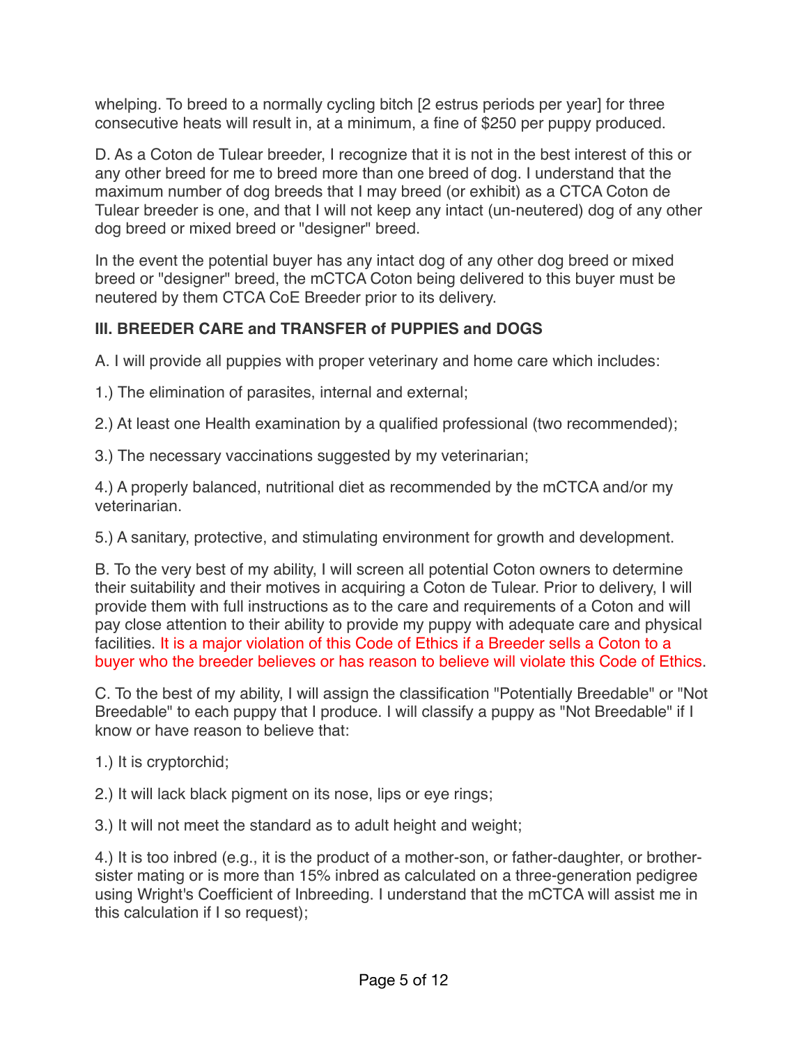whelping. To breed to a normally cycling bitch [2 estrus periods per year] for three consecutive heats will result in, at a minimum, a fine of $250 per puppy produced.

D. As a Coton de Tulear breeder, I recognize that it is not in the best interest of this or any other breed for me to breed more than one breed of dog. I understand that the maximum number of dog breeds that I may breed (or exhibit) as a CTCA Coton de Tulear breeder is one, and that I will not keep any intact (un-neutered) dog of any other dog breed or mixed breed or "designer" breed.

In the event the potential buyer has any intact dog of any other dog breed or mixed breed or "designer" breed, the mCTCA Coton being delivered to this buyer must be neutered by them CTCA CoE Breeder prior to its delivery.

### III. BREEDER CARE and TRANSFER of PUPPIES and DOGS

A. I will provide all puppies with proper veterinary and home care which includes:

1.) The elimination of parasites, internal and external;

2.) At least one Health examination by a qualified professional (two recommended);

3.) The necessary vaccinations suggested by my veterinarian;

4.) A properly balanced, nutritional diet as recommended by the mCTCA and/or my veterinarian.

5.) A sanitary, protective, and stimulating environment for growth and development.

B. To the very best of my ability, I will screen all potential Coton owners to determine their suitability and their motives in acquiring a Coton de Tulear. Prior to delivery, I will provide them with full instructions as to the care and requirements of a Coton and will pay close attention to their ability to provide my puppy with adequate care and physical facilities. It is a major violation of this Code of Ethics if a Breeder sells a Coton to a buyer who the breeder believes or has reason to believe will violate this Code of Ethics.

C. To the best of my ability, I will assign the classification "Potentially Breedable" or "Not Breedable" to each puppy that I produce. I will classify a puppy as "Not Breedable" if I know or have reason to believe that:

1.) It is cryptorchid;

2.) It will lack black pigment on its nose, lips or eye rings;

3.) It will not meet the standard as to adult height and weight;

4.) It is too inbred (e.g., it is the product of a mother-son, or father-daughter, or brother-sister mating or is more than 15% inbred as calculated on a three-generation pedigree using Wright's Coefficient of Inbreeding. I understand that the mCTCA will assist me in this calculation if I so request);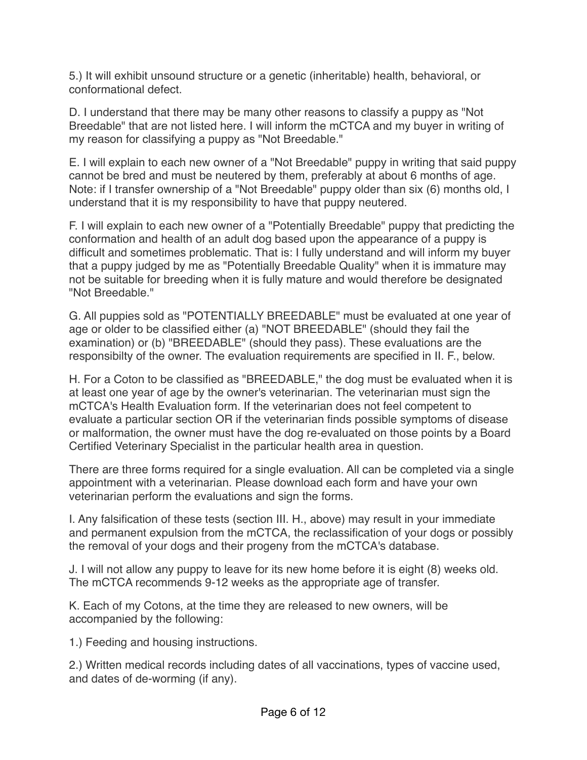5.) It will exhibit unsound structure or a genetic (inheritable) health, behavioral, or conformational defect.

D. I understand that there may be many other reasons to classify a puppy as "Not Breedable" that are not listed here. I will inform the mCTCA and my buyer in writing of my reason for classifying a puppy as "Not Breedable."

E. I will explain to each new owner of a "Not Breedable" puppy in writing that said puppy cannot be bred and must be neutered by them, preferably at about 6 months of age. Note: if I transfer ownership of a "Not Breedable" puppy older than six (6) months old, I understand that it is my responsibility to have that puppy neutered.

F. I will explain to each new owner of a "Potentially Breedable" puppy that predicting the conformation and health of an adult dog based upon the appearance of a puppy is difficult and sometimes problematic. That is: I fully understand and will inform my buyer that a puppy judged by me as "Potentially Breedable Quality" when it is immature may not be suitable for breeding when it is fully mature and would therefore be designated "Not Breedable."

G. All puppies sold as "POTENTIALLY BREEDABLE" must be evaluated at one year of age or older to be classified either (a) "NOT BREEDABLE" (should they fail the examination) or (b) "BREEDABLE" (should they pass). These evaluations are the responsibilty of the owner. The evaluation requirements are specified in II. F., below.

H. For a Coton to be classified as "BREEDABLE," the dog must be evaluated when it is at least one year of age by the owner's veterinarian. The veterinarian must sign the mCTCA's Health Evaluation form. If the veterinarian does not feel competent to evaluate a particular section OR if the veterinarian finds possible symptoms of disease or malformation, the owner must have the dog re-evaluated on those points by a Board Certified Veterinary Specialist in the particular health area in question.

There are three forms required for a single evaluation. All can be completed via a single appointment with a veterinarian. Please download each form and have your own veterinarian perform the evaluations and sign the forms.

I. Any falsification of these tests (section III. H., above) may result in your immediate and permanent expulsion from the mCTCA, the reclassification of your dogs or possibly the removal of your dogs and their progeny from the mCTCA's database.

J. I will not allow any puppy to leave for its new home before it is eight (8) weeks old. The mCTCA recommends 9-12 weeks as the appropriate age of transfer.

K. Each of my Cotons, at the time they are released to new owners, will be accompanied by the following:

1.) Feeding and housing instructions.

2.) Written medical records including dates of all vaccinations, types of vaccine used, and dates of de-worming (if any).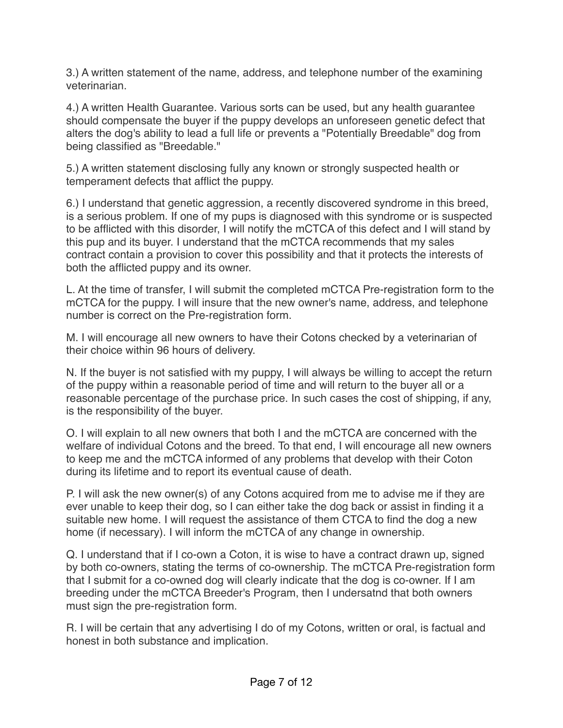3.) A written statement of the name, address, and telephone number of the examining veterinarian.

4.) A written Health Guarantee. Various sorts can be used, but any health guarantee should compensate the buyer if the puppy develops an unforeseen genetic defect that alters the dog's ability to lead a full life or prevents a "Potentially Breedable" dog from being classified as "Breedable."

5.) A written statement disclosing fully any known or strongly suspected health or temperament defects that afflict the puppy.

6.) I understand that genetic aggression, a recently discovered syndrome in this breed, is a serious problem. If one of my pups is diagnosed with this syndrome or is suspected to be afflicted with this disorder, I will notify the mCTCA of this defect and I will stand by this pup and its buyer. I understand that the mCTCA recommends that my sales contract contain a provision to cover this possibility and that it protects the interests of both the afflicted puppy and its owner.

L. At the time of transfer, I will submit the completed mCTCA Pre-registration form to the mCTCA for the puppy. I will insure that the new owner's name, address, and telephone number is correct on the Pre-registration form.

M. I will encourage all new owners to have their Cotons checked by a veterinarian of their choice within 96 hours of delivery.

N. If the buyer is not satisfied with my puppy, I will always be willing to accept the return of the puppy within a reasonable period of time and will return to the buyer all or a reasonable percentage of the purchase price. In such cases the cost of shipping, if any, is the responsibility of the buyer.

O. I will explain to all new owners that both I and the mCTCA are concerned with the welfare of individual Cotons and the breed. To that end, I will encourage all new owners to keep me and the mCTCA informed of any problems that develop with their Coton during its lifetime and to report its eventual cause of death.

P. I will ask the new owner(s) of any Cotons acquired from me to advise me if they are ever unable to keep their dog, so I can either take the dog back or assist in finding it a suitable new home. I will request the assistance of them CTCA to find the dog a new home (if necessary). I will inform the mCTCA of any change in ownership.

Q. I understand that if I co-own a Coton, it is wise to have a contract drawn up, signed by both co-owners, stating the terms of co-ownership. The mCTCA Pre-registration form that I submit for a co-owned dog will clearly indicate that the dog is co-owner. If I am breeding under the mCTCA Breeder's Program, then I undersatnd that both owners must sign the pre-registration form.

R. I will be certain that any advertising I do of my Cotons, written or oral, is factual and honest in both substance and implication.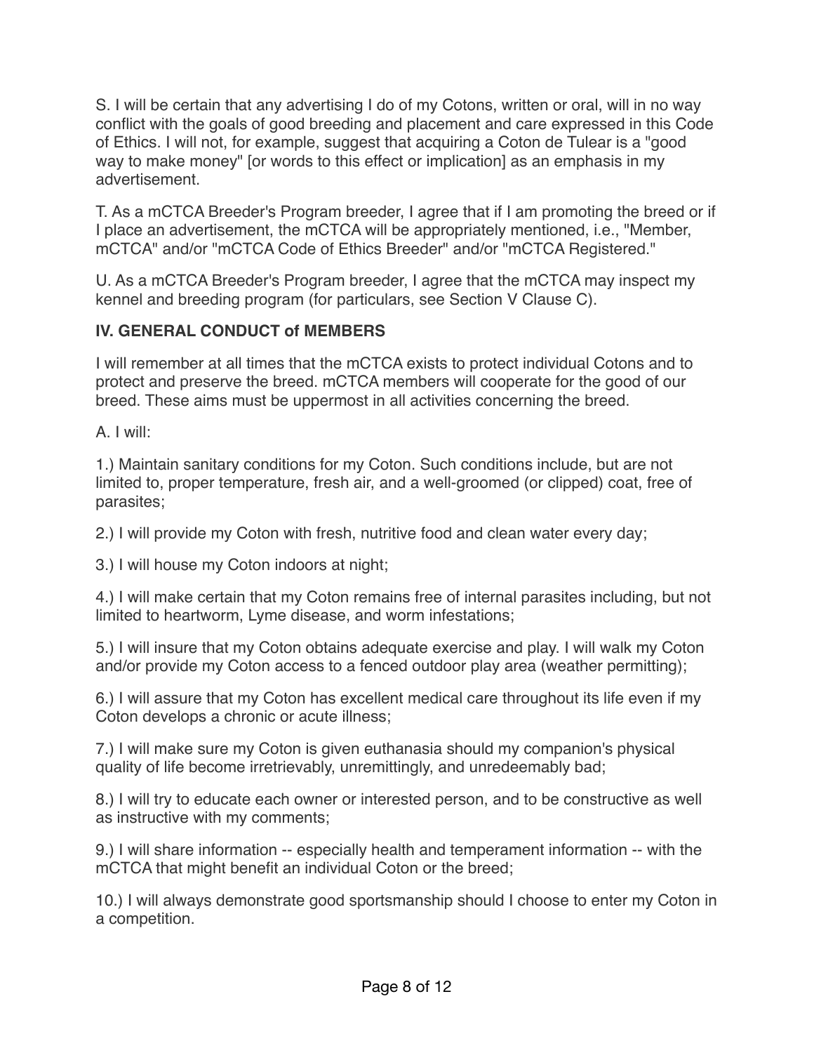S. I will be certain that any advertising I do of my Cotons, written or oral, will in no way conflict with the goals of good breeding and placement and care expressed in this Code of Ethics. I will not, for example, suggest that acquiring a Coton de Tulear is a "good way to make money" [or words to this effect or implication] as an emphasis in my advertisement.

T. As a mCTCA Breeder's Program breeder, I agree that if I am promoting the breed or if I place an advertisement, the mCTCA will be appropriately mentioned, i.e., "Member, mCTCA" and/or "mCTCA Code of Ethics Breeder" and/or "mCTCA Registered."

U. As a mCTCA Breeder's Program breeder, I agree that the mCTCA may inspect my kennel and breeding program (for particulars, see Section V Clause C).

**IV. GENERAL CONDUCT of MEMBERS**

I will remember at all times that the mCTCA exists to protect individual Cotons and to protect and preserve the breed. mCTCA members will cooperate for the good of our breed. These aims must be uppermost in all activities concerning the breed.

A. I will:

1.) Maintain sanitary conditions for my Coton. Such conditions include, but are not limited to, proper temperature, fresh air, and a well-groomed (or clipped) coat, free of parasites;

2.) I will provide my Coton with fresh, nutritive food and clean water every day;

3.) I will house my Coton indoors at night;

4.) I will make certain that my Coton remains free of internal parasites including, but not limited to heartworm, Lyme disease, and worm infestations;

5.) I will insure that my Coton obtains adequate exercise and play. I will walk my Coton and/or provide my Coton access to a fenced outdoor play area (weather permitting);

6.) I will assure that my Coton has excellent medical care throughout its life even if my Coton develops a chronic or acute illness;

7.) I will make sure my Coton is given euthanasia should my companion's physical quality of life become irretrievably, unremittingly, and unredeemably bad;

8.) I will try to educate each owner or interested person, and to be constructive as well as instructive with my comments;

9.) I will share information -- especially health and temperament information -- with the mCTCA that might benefit an individual Coton or the breed;

10.) I will always demonstrate good sportsmanship should I choose to enter my Coton in a competition.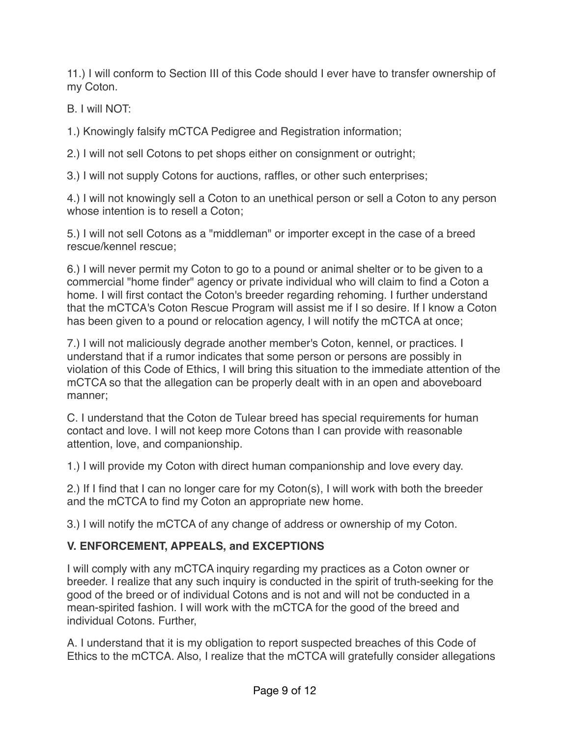11.) I will conform to Section III of this Code should I ever have to transfer ownership of my Coton.

B. I will NOT:

1.) Knowingly falsify mCTCA Pedigree and Registration information;

2.) I will not sell Cotons to pet shops either on consignment or outright;

3.) I will not supply Cotons for auctions, raffles, or other such enterprises;

4.) I will not knowingly sell a Coton to an unethical person or sell a Coton to any person whose intention is to resell a Coton;

5.) I will not sell Cotons as a "middleman" or importer except in the case of a breed rescue/kennel rescue;

6.) I will never permit my Coton to go to a pound or animal shelter or to be given to a commercial "home finder" agency or private individual who will claim to find a Coton a home. I will first contact the Coton's breeder regarding rehoming. I further understand that the mCTCA's Coton Rescue Program will assist me if I so desire. If I know a Coton has been given to a pound or relocation agency, I will notify the mCTCA at once;

7.) I will not maliciously degrade another member's Coton, kennel, or practices. I understand that if a rumor indicates that some person or persons are possibly in violation of this Code of Ethics, I will bring this situation to the immediate attention of the mCTCA so that the allegation can be properly dealt with in an open and aboveboard manner;

C. I understand that the Coton de Tulear breed has special requirements for human contact and love. I will not keep more Cotons than I can provide with reasonable attention, love, and companionship.

1.) I will provide my Coton with direct human companionship and love every day.

2.) If I find that I can no longer care for my Coton(s), I will work with both the breeder and the mCTCA to find my Coton an appropriate new home.

3.) I will notify the mCTCA of any change of address or ownership of my Coton.

## V. ENFORCEMENT, APPEALS, and EXCEPTIONS

I will comply with any mCTCA inquiry regarding my practices as a Coton owner or breeder. I realize that any such inquiry is conducted in the spirit of truth-seeking for the good of the breed or of individual Cotons and is not and will not be conducted in a mean-spirited fashion. I will work with the mCTCA for the good of the breed and individual Cotons. Further,

A. I understand that it is my obligation to report suspected breaches of this Code of Ethics to the mCTCA. Also, I realize that the mCTCA will gratefully consider allegations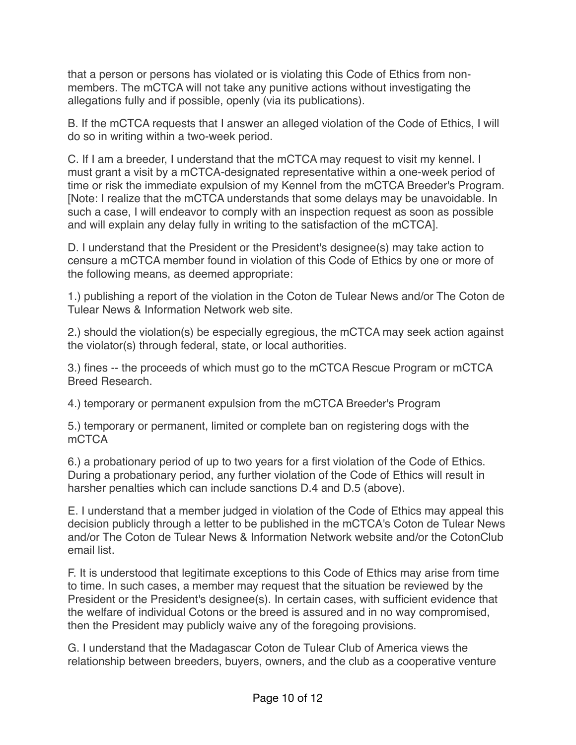that a person or persons has violated or is violating this Code of Ethics from non-members. The mCTCA will not take any punitive actions without investigating the allegations fully and if possible, openly (via its publications).

B. If the mCTCA requests that I answer an alleged violation of the Code of Ethics, I will do so in writing within a two-week period.

C. If I am a breeder, I understand that the mCTCA may request to visit my kennel. I must grant a visit by a mCTCA-designated representative within a one-week period of time or risk the immediate expulsion of my Kennel from the mCTCA Breeder's Program. [Note: I realize that the mCTCA understands that some delays may be unavoidable. In such a case, I will endeavor to comply with an inspection request as soon as possible and will explain any delay fully in writing to the satisfaction of the mCTCA].

D. I understand that the President or the President's designee(s) may take action to censure a mCTCA member found in violation of this Code of Ethics by one or more of the following means, as deemed appropriate:

1.) publishing a report of the violation in the Coton de Tulear News and/or The Coton de Tulear News & Information Network web site.

2.) should the violation(s) be especially egregious, the mCTCA may seek action against the violator(s) through federal, state, or local authorities.

3.) fines -- the proceeds of which must go to the mCTCA Rescue Program or mCTCA Breed Research.

4.) temporary or permanent expulsion from the mCTCA Breeder's Program

5.) temporary or permanent, limited or complete ban on registering dogs with the mCTCA

6.) a probationary period of up to two years for a first violation of the Code of Ethics. During a probationary period, any further violation of the Code of Ethics will result in harsher penalties which can include sanctions D.4 and D.5 (above).

E. I understand that a member judged in violation of the Code of Ethics may appeal this decision publicly through a letter to be published in the mCTCA's Coton de Tulear News and/or The Coton de Tulear News & Information Network website and/or the CotonClub email list.

F. It is understood that legitimate exceptions to this Code of Ethics may arise from time to time. In such cases, a member may request that the situation be reviewed by the President or the President's designee(s). In certain cases, with sufficient evidence that the welfare of individual Cotons or the breed is assured and in no way compromised, then the President may publicly waive any of the foregoing provisions.

G. I understand that the Madagascar Coton de Tulear Club of America views the relationship between breeders, buyers, owners, and the club as a cooperative venture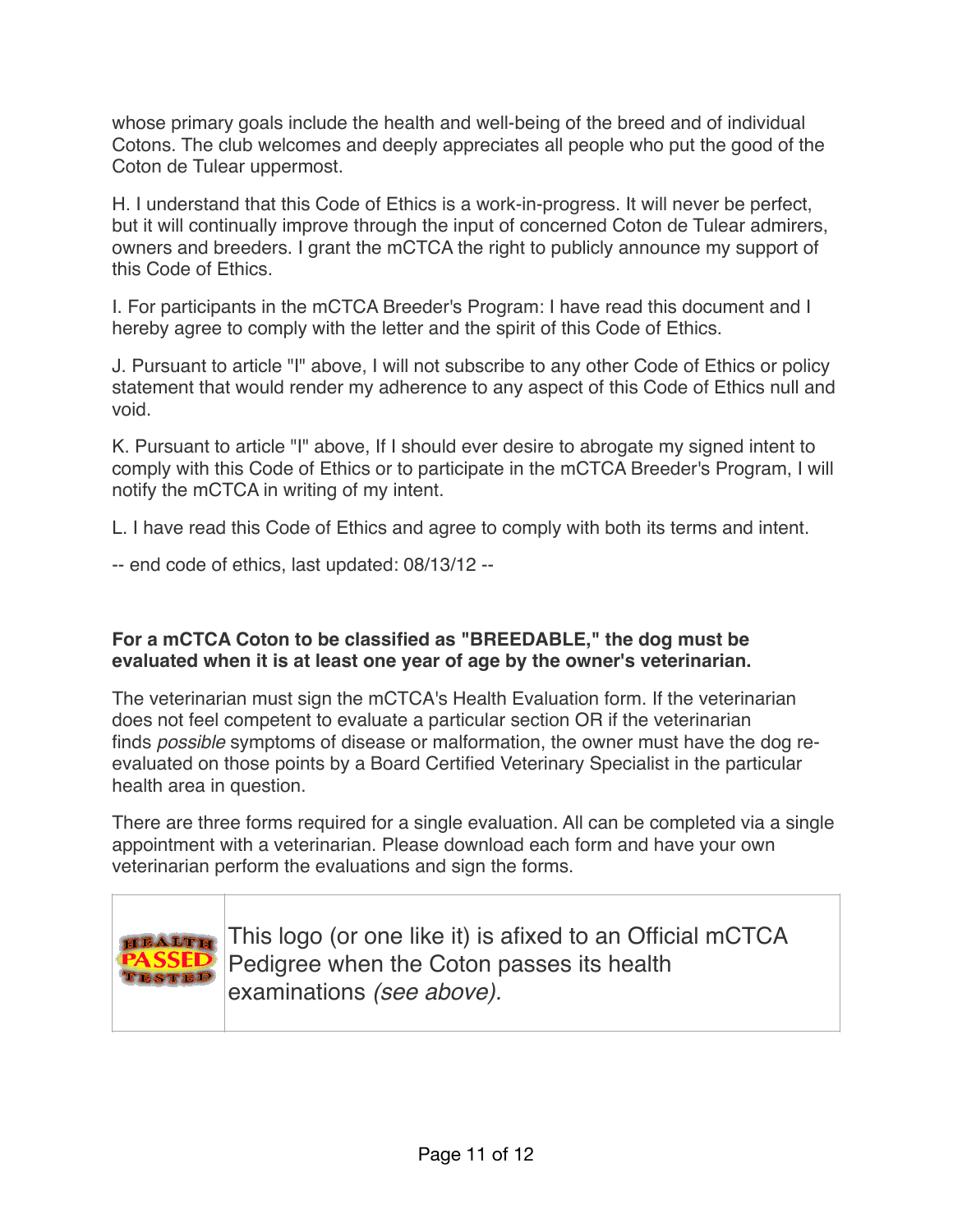whose primary goals include the health and well-being of the breed and of individual Cotons. The club welcomes and deeply appreciates all people who put the good of the Coton de Tulear uppermost.

H. I understand that this Code of Ethics is a work-in-progress. It will never be perfect, but it will continually improve through the input of concerned Coton de Tulear admirers, owners and breeders. I grant the mCTCA the right to publicly announce my support of this Code of Ethics.

I. For participants in the mCTCA Breeder's Program: I have read this document and I hereby agree to comply with the letter and the spirit of this Code of Ethics.

J. Pursuant to article "I" above, I will not subscribe to any other Code of Ethics or policy statement that would render my adherence to any aspect of this Code of Ethics null and void.

K. Pursuant to article "I" above, If I should ever desire to abrogate my signed intent to comply with this Code of Ethics or to participate in the mCTCA Breeder's Program, I will notify the mCTCA in writing of my intent.

L. I have read this Code of Ethics and agree to comply with both its terms and intent.

-- end code of ethics, last updated: 08/13/12 --

**For a mCTCA Coton to be classified as "BREEDABLE," the dog must be evaluated when it is at least one year of age by the owner's veterinarian.**

The veterinarian must sign the mCTCA's Health Evaluation form. If the veterinarian does not feel competent to evaluate a particular section OR if the veterinarian finds *possible* symptoms of disease or malformation, the owner must have the dog re-evaluated on those points by a Board Certified Veterinary Specialist in the particular health area in question.

There are three forms required for a single evaluation. All can be completed via a single appointment with a veterinarian. Please download each form and have your own veterinarian perform the evaluations and sign the forms.

| | |
|---|---|
| HEALTH PASSED TESTED | This logo (or one like it) is afixed to an Official mCTCA Pedigree when the Coton passes its health examinations *(see above).* |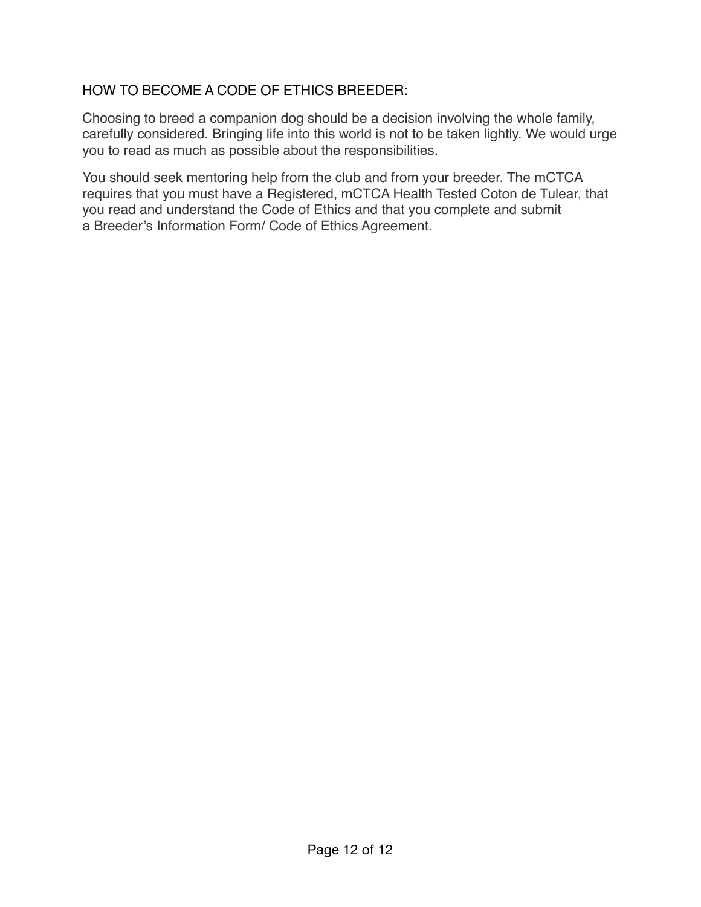## HOW TO BECOME A CODE OF ETHICS BREEDER:

Choosing to breed a companion dog should be a decision involving the whole family, carefully considered. Bringing life into this world is not to be taken lightly. We would urge you to read as much as possible about the responsibilities.

You should seek mentoring help from the club and from your breeder. The mCTCA requires that you must have a Registered, mCTCA Health Tested Coton de Tulear, that you read and understand the Code of Ethics and that you complete and submit a Breeder's Information Form/ Code of Ethics Agreement.